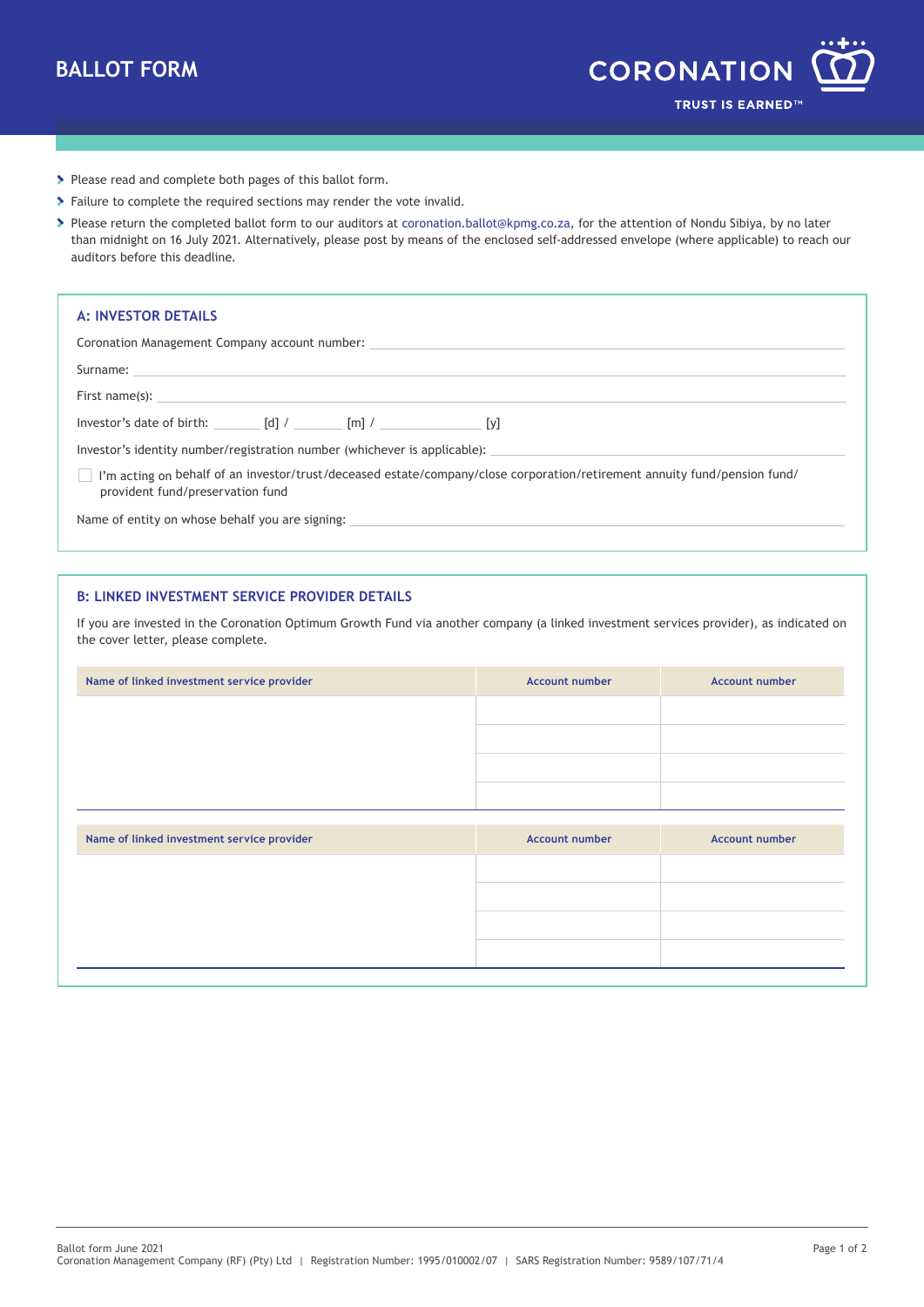# BALLOT FORM

CORONATION

TRUST IS EARNED™

- Please read and complete both pages of this ballot form.
- Failure to complete the required sections may render the vote invalid.
- Please return the completed ballot form to our auditors at coronation.ballot@kpmg.co.za, for the attention of Nondu Sibiya, by no later than midnight on 16 July 2021. Alternatively, please post by means of the enclosed self-addressed envelope (where applicable) to reach our auditors before this deadline.

## A: INVESTOR DETAILS

Coronation Management Company account number: ______________________________

Surname: ______________________________

First name(s): ______________________________

Investor's date of birth: _______ [d] / _______ [m] / _______________ [y]

Investor's identity number/registration number (whichever is applicable): ______________________________

☐ I'm acting on behalf of an investor/trust/deceased estate/company/close corporation/retirement annuity fund/pension fund/provident fund/preservation fund

Name of entity on whose behalf you are signing: ______________________________

## B: LINKED INVESTMENT SERVICE PROVIDER DETAILS

If you are invested in the Coronation Optimum Growth Fund via another company (a linked investment services provider), as indicated on the cover letter, please complete.

| Name of linked investment service provider | Account number | Account number |
|---|---|---|
| | | |
| | | |
| | | |
| | | |

| Name of linked investment service provider | Account number | Account number |
|---|---|---|
| | | |
| | | |
| | | |
| | | |

Ballot form June 2021
Coronation Management Company (RF) (Pty) Ltd | Registration Number: 1995/010002/07 | SARS Registration Number: 9589/107/71/4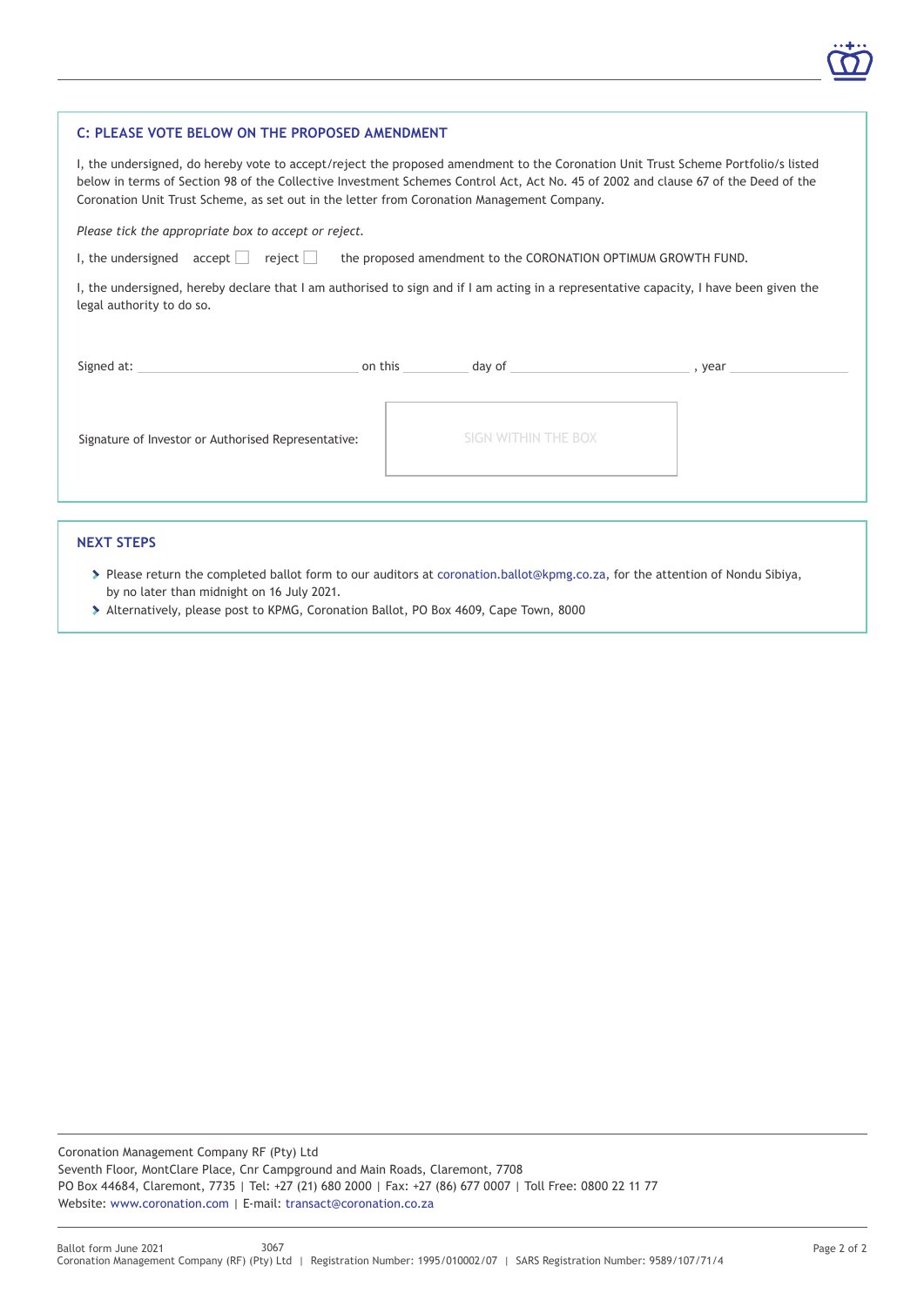## C: PLEASE VOTE BELOW ON THE PROPOSED AMENDMENT

I, the undersigned, do hereby vote to accept/reject the proposed amendment to the Coronation Unit Trust Scheme Portfolio/s listed below in terms of Section 98 of the Collective Investment Schemes Control Act, Act No. 45 of 2002 and clause 67 of the Deed of the Coronation Unit Trust Scheme, as set out in the letter from Coronation Management Company.

*Please tick the appropriate box to accept or reject.*

I, the undersigned accept ☐ reject ☐ the proposed amendment to the CORONATION OPTIMUM GROWTH FUND.

I, the undersigned, hereby declare that I am authorised to sign and if I am acting in a representative capacity, I have been given the legal authority to do so.

Signed at: ______________________ on this ________ day of ______________________ , year ______________

Signature of Investor or Authorised Representative: SIGN WITHIN THE BOX

## NEXT STEPS

- Please return the completed ballot form to our auditors at coronation.ballot@kpmg.co.za, for the attention of Nondu Sibiya, by no later than midnight on 16 July 2021.
- Alternatively, please post to KPMG, Coronation Ballot, PO Box 4609, Cape Town, 8000

Coronation Management Company RF (Pty) Ltd
Seventh Floor, MontClare Place, Cnr Campground and Main Roads, Claremont, 7708
PO Box 44684, Claremont, 7735 | Tel: +27 (21) 680 2000 | Fax: +27 (86) 677 0007 | Toll Free: 0800 22 11 77
Website: www.coronation.com | E-mail: transact@coronation.co.za

Ballot form June 2021 3067
Coronation Management Company (RF) (Pty) Ltd | Registration Number: 1995/010002/07 | SARS Registration Number: 9589/107/71/4